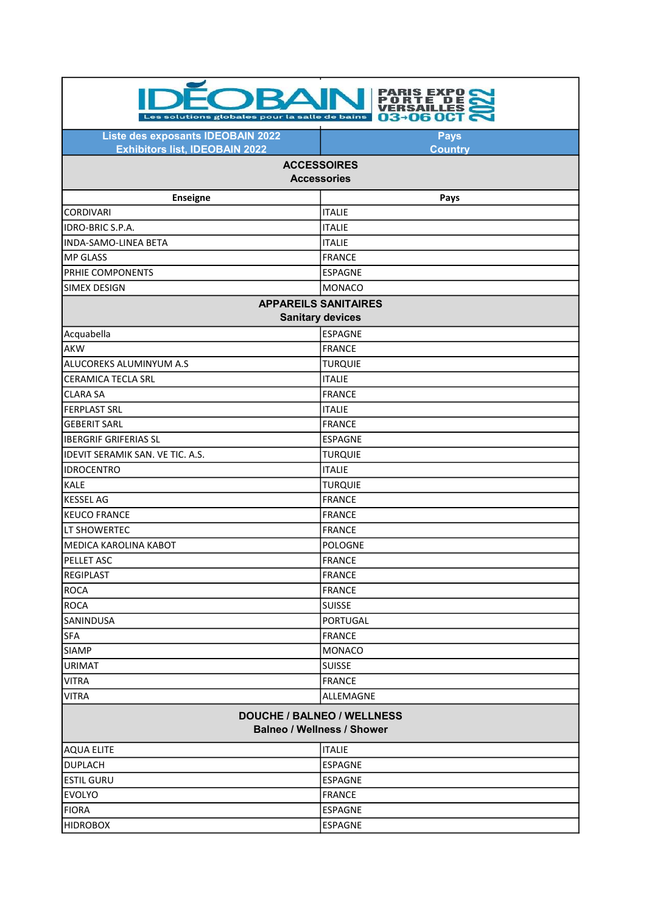IDÉOBAIN — Les solutions globales pour la salle de bains

PARIS EXPO PORTE DE VERSAILLES 03→06 OCT 2022

| Liste des exposants IDEOBAIN 2022<br>Exhibitors list, IDEOBAIN 2022 | Pays<br>Country |
|---|---|
| **ACCESSOIRES**<br>**Accessories** | |
| **Enseigne** | **Pays** |
| CORDIVARI | ITALIE |
| IDRO-BRIC S.P.A. | ITALIE |
| INDA-SAMO-LINEA BETA | ITALIE |
| MP GLASS | FRANCE |
| PRHIE COMPONENTS | ESPAGNE |
| SIMEX DESIGN | MONACO |
| **APPAREILS SANITAIRES**<br>**Sanitary devices** | |
| Acquabella | ESPAGNE |
| AKW | FRANCE |
| ALUCOREKS ALUMINYUM A.S | TURQUIE |
| CERAMICA TECLA SRL | ITALIE |
| CLARA SA | FRANCE |
| FERPLAST SRL | ITALIE |
| GEBERIT SARL | FRANCE |
| IBERGRIF GRIFERIAS SL | ESPAGNE |
| IDEVIT SERAMIK SAN. VE TIC. A.S. | TURQUIE |
| IDROCENTRO | ITALIE |
| KALE | TURQUIE |
| KESSEL AG | FRANCE |
| KEUCO FRANCE | FRANCE |
| LT SHOWERTEC | FRANCE |
| MEDICA KAROLINA KABOT | POLOGNE |
| PELLET ASC | FRANCE |
| REGIPLAST | FRANCE |
| ROCA | FRANCE |
| ROCA | SUISSE |
| SANINDUSA | PORTUGAL |
| SFA | FRANCE |
| SIAMP | MONACO |
| URIMAT | SUISSE |
| VITRA | FRANCE |
| VITRA | ALLEMAGNE |
| **DOUCHE / BALNEO / WELLNESS**<br>**Balneo / Wellness / Shower** | |
| AQUA ELITE | ITALIE |
| DUPLACH | ESPAGNE |
| ESTIL GURU | ESPAGNE |
| EVOLYO | FRANCE |
| FIORA | ESPAGNE |
| HIDROBOX | ESPAGNE |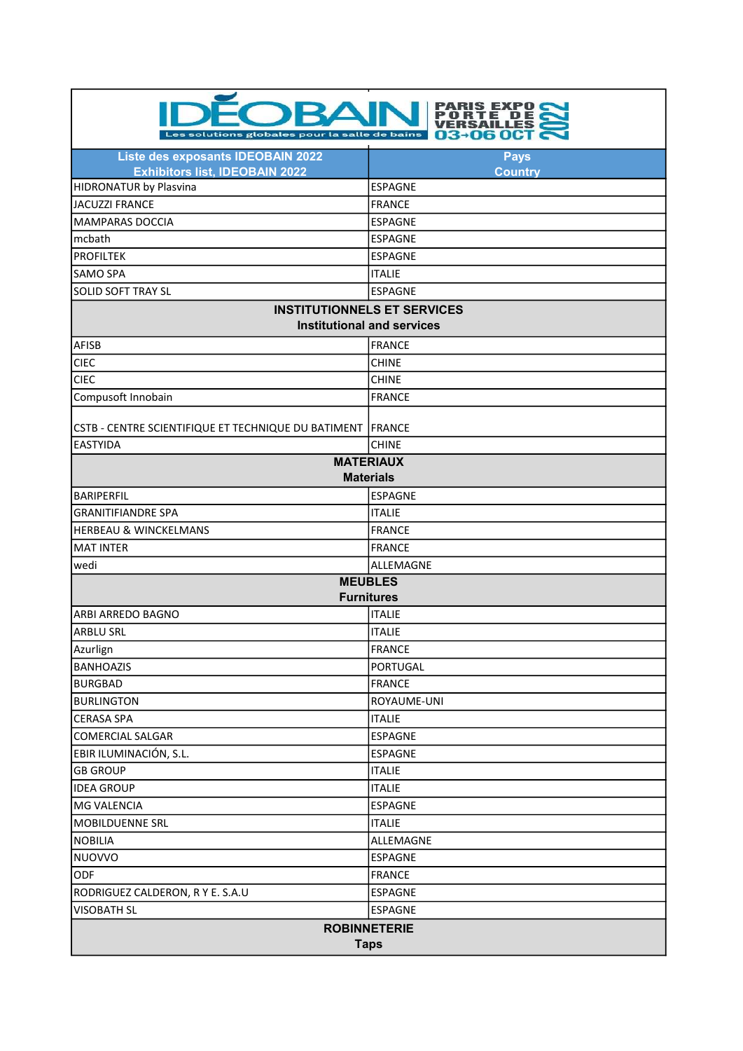IDÉOBAIN — Les solutions globales pour la salle de bains

PARIS EXPO PORTE DE VERSAILLES 03→06 OCT 2022

| Liste des exposants IDEOBAIN 2022<br>Exhibitors list, IDEOBAIN 2022 | Pays<br>Country |
|---|---|
| HIDRONATUR by Plasvina | ESPAGNE |
| JACUZZI FRANCE | FRANCE |
| MAMPARAS DOCCIA | ESPAGNE |
| mcbath | ESPAGNE |
| PROFILTEK | ESPAGNE |
| SAMO SPA | ITALIE |
| SOLID SOFT TRAY SL | ESPAGNE |
| **INSTITUTIONNELS ET SERVICES**<br>**Institutional and services** | |
| AFISB | FRANCE |
| CIEC | CHINE |
| CIEC | CHINE |
| Compusoft Innobain | FRANCE |
| CSTB - CENTRE SCIENTIFIQUE ET TECHNIQUE DU BATIMENT | FRANCE |
| EASTYIDA | CHINE |
| **MATERIAUX**<br>**Materials** | |
| BARIPERFIL | ESPAGNE |
| GRANITIFIANDRE SPA | ITALIE |
| HERBEAU & WINCKELMANS | FRANCE |
| MAT INTER | FRANCE |
| wedi | ALLEMAGNE |
| **MEUBLES**<br>**Furnitures** | |
| ARBI ARREDO BAGNO | ITALIE |
| ARBLU SRL | ITALIE |
| Azurlign | FRANCE |
| BANHOAZIS | PORTUGAL |
| BURGBAD | FRANCE |
| BURLINGTON | ROYAUME-UNI |
| CERASA SPA | ITALIE |
| COMERCIAL SALGAR | ESPAGNE |
| EBIR ILUMINACIÓN, S.L. | ESPAGNE |
| GB GROUP | ITALIE |
| IDEA GROUP | ITALIE |
| MG VALENCIA | ESPAGNE |
| MOBILDUENNE SRL | ITALIE |
| NOBILIA | ALLEMAGNE |
| NUOVVO | ESPAGNE |
| ODF | FRANCE |
| RODRIGUEZ CALDERON, R Y E. S.A.U | ESPAGNE |
| VISOBATH SL | ESPAGNE |
| **ROBINNETERIE**<br>**Taps** | |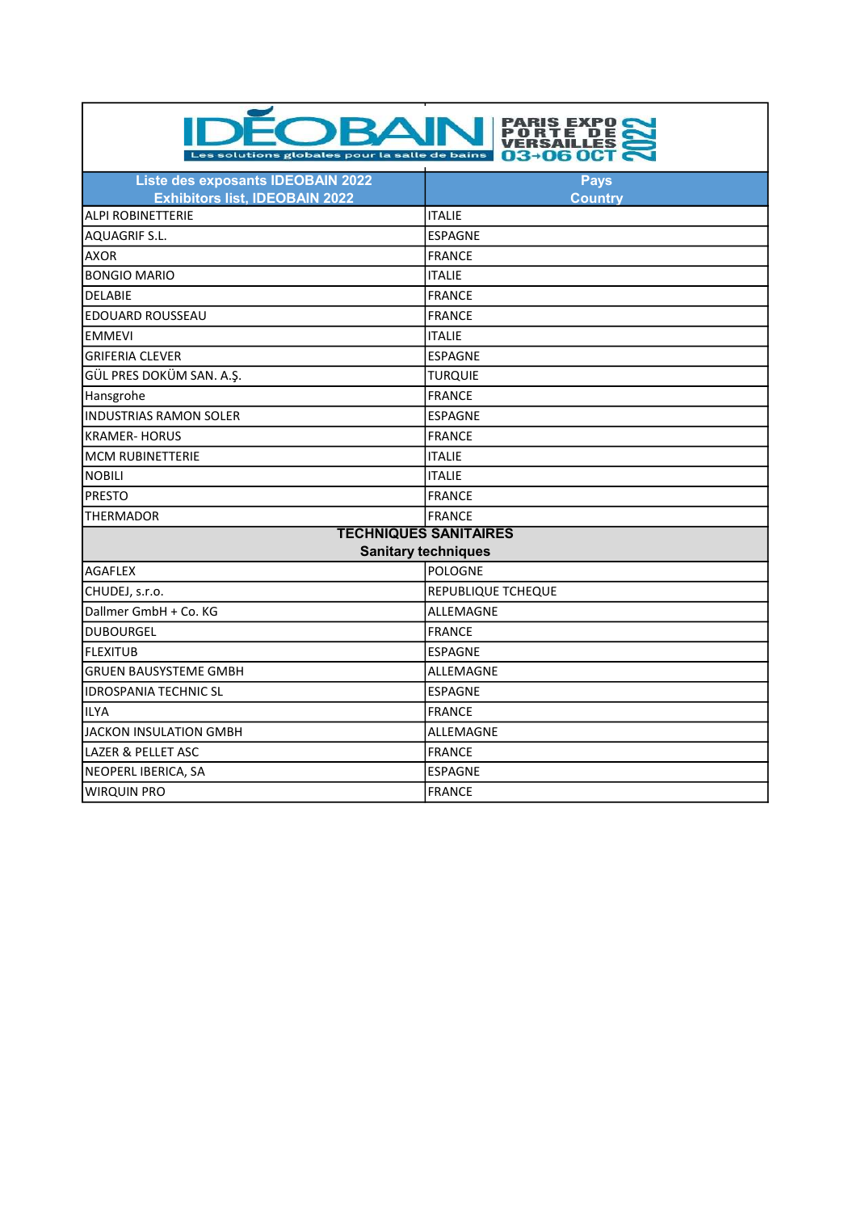IDÉOBAIN — Les solutions globales pour la salle de bains

PARIS EXPO PORTE DE VERSAILLES 03→06 OCT 2022

| Liste des exposants IDEOBAIN 2022 Exhibitors list, IDEOBAIN 2022 | Pays Country |
|---|---|
| ALPI ROBINETTERIE | ITALIE |
| AQUAGRIF S.L. | ESPAGNE |
| AXOR | FRANCE |
| BONGIO MARIO | ITALIE |
| DELABIE | FRANCE |
| EDOUARD ROUSSEAU | FRANCE |
| EMMEVI | ITALIE |
| GRIFERIA CLEVER | ESPAGNE |
| GÜL PRES DOKÜM SAN. A.Ş. | TURQUIE |
| Hansgrohe | FRANCE |
| INDUSTRIAS RAMON SOLER | ESPAGNE |
| KRAMER- HORUS | FRANCE |
| MCM RUBINETTERIE | ITALIE |
| NOBILI | ITALIE |
| PRESTO | FRANCE |
| THERMADOR | FRANCE |
| **TECHNIQUES SANITAIRES Sanitary techniques** | |
| AGAFLEX | POLOGNE |
| CHUDEJ, s.r.o. | REPUBLIQUE TCHEQUE |
| Dallmer GmbH + Co. KG | ALLEMAGNE |
| DUBOURGEL | FRANCE |
| FLEXITUB | ESPAGNE |
| GRUEN BAUSYSTEME GMBH | ALLEMAGNE |
| IDROSPANIA TECHNIC SL | ESPAGNE |
| ILYA | FRANCE |
| JACKON INSULATION GMBH | ALLEMAGNE |
| LAZER & PELLET ASC | FRANCE |
| NEOPERL IBERICA, SA | ESPAGNE |
| WIRQUIN PRO | FRANCE |